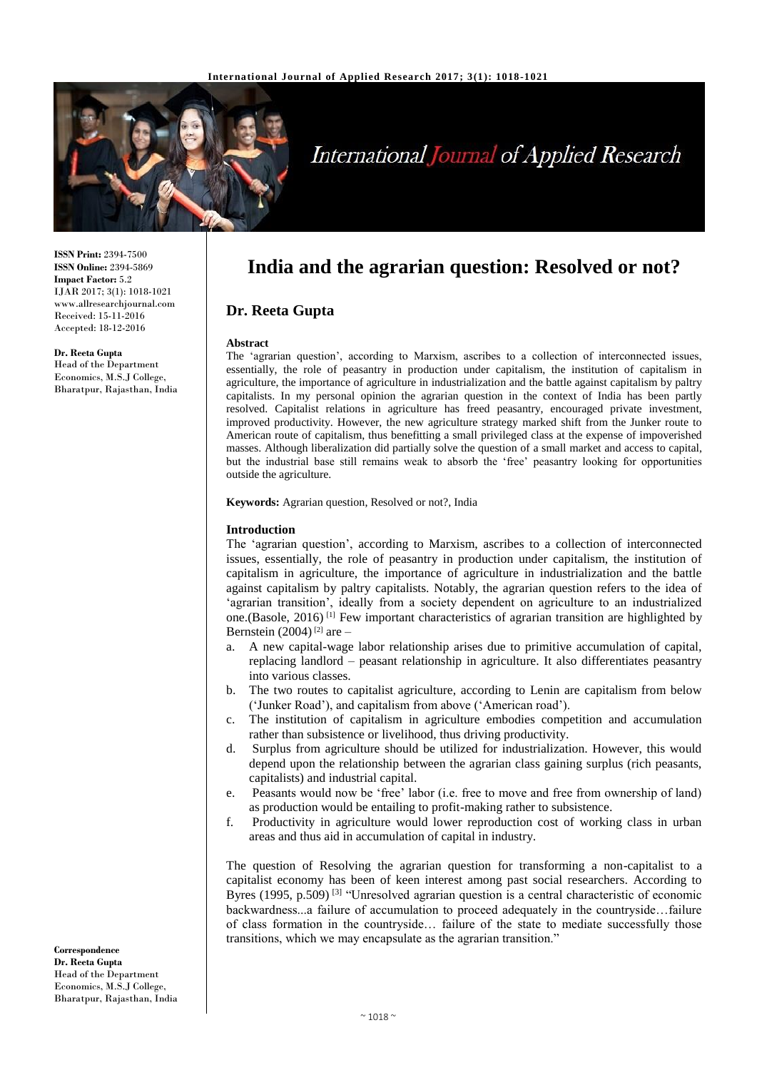**ISSN Print:** 2394-7500
**ISSN Online:** 2394-5869
**Impact Factor:** 5.2
IJAR 2017; 3(1): 1018-1021
www.allresearchjournal.com
Received: 15-11-2016
Accepted: 18-12-2016

**Dr. Reeta Gupta**
Head of the Department Economics, M.S.J College, Bharatpur, Rajasthan, India

**Correspondence**
**Dr. Reeta Gupta**
Head of the Department Economics, M.S.J College, Bharatpur, Rajasthan, India

# India and the agrarian question: Resolved or not?

## Dr. Reeta Gupta

### Abstract

The 'agrarian question', according to Marxism, ascribes to a collection of interconnected issues, essentially, the role of peasantry in production under capitalism, the institution of capitalism in agriculture, the importance of agriculture in industrialization and the battle against capitalism by paltry capitalists. In my personal opinion the agrarian question in the context of India has been partly resolved. Capitalist relations in agriculture has freed peasantry, encouraged private investment, improved productivity. However, the new agriculture strategy marked shift from the Junker route to American route of capitalism, thus benefitting a small privileged class at the expense of impoverished masses. Although liberalization did partially solve the question of a small market and access to capital, but the industrial base still remains weak to absorb the 'free' peasantry looking for opportunities outside the agriculture.

**Keywords:** Agrarian question, Resolved or not?, India

### Introduction

The 'agrarian question', according to Marxism, ascribes to a collection of interconnected issues, essentially, the role of peasantry in production under capitalism, the institution of capitalism in agriculture, the importance of agriculture in industrialization and the battle against capitalism by paltry capitalists. Notably, the agrarian question refers to the idea of 'agrarian transition', ideally from a society dependent on agriculture to an industrialized one.(Basole, 2016) [1] Few important characteristics of agrarian transition are highlighted by Bernstein (2004) [2] are –

a. A new capital-wage labor relationship arises due to primitive accumulation of capital, replacing landlord – peasant relationship in agriculture. It also differentiates peasantry into various classes.
b. The two routes to capitalist agriculture, according to Lenin are capitalism from below ('Junker Road'), and capitalism from above ('American road').
c. The institution of capitalism in agriculture embodies competition and accumulation rather than subsistence or livelihood, thus driving productivity.
d. Surplus from agriculture should be utilized for industrialization. However, this would depend upon the relationship between the agrarian class gaining surplus (rich peasants, capitalists) and industrial capital.
e. Peasants would now be 'free' labor (i.e. free to move and free from ownership of land) as production would be entailing to profit-making rather to subsistence.
f. Productivity in agriculture would lower reproduction cost of working class in urban areas and thus aid in accumulation of capital in industry.

The question of Resolving the agrarian question for transforming a non-capitalist to a capitalist economy has been of keen interest among past social researchers. According to Byres (1995, p.509) [3] "Unresolved agrarian question is a central characteristic of economic backwardness...a failure of accumulation to proceed adequately in the countryside…failure of class formation in the countryside… failure of the state to mediate successfully those transitions, which we may encapsulate as the agrarian transition."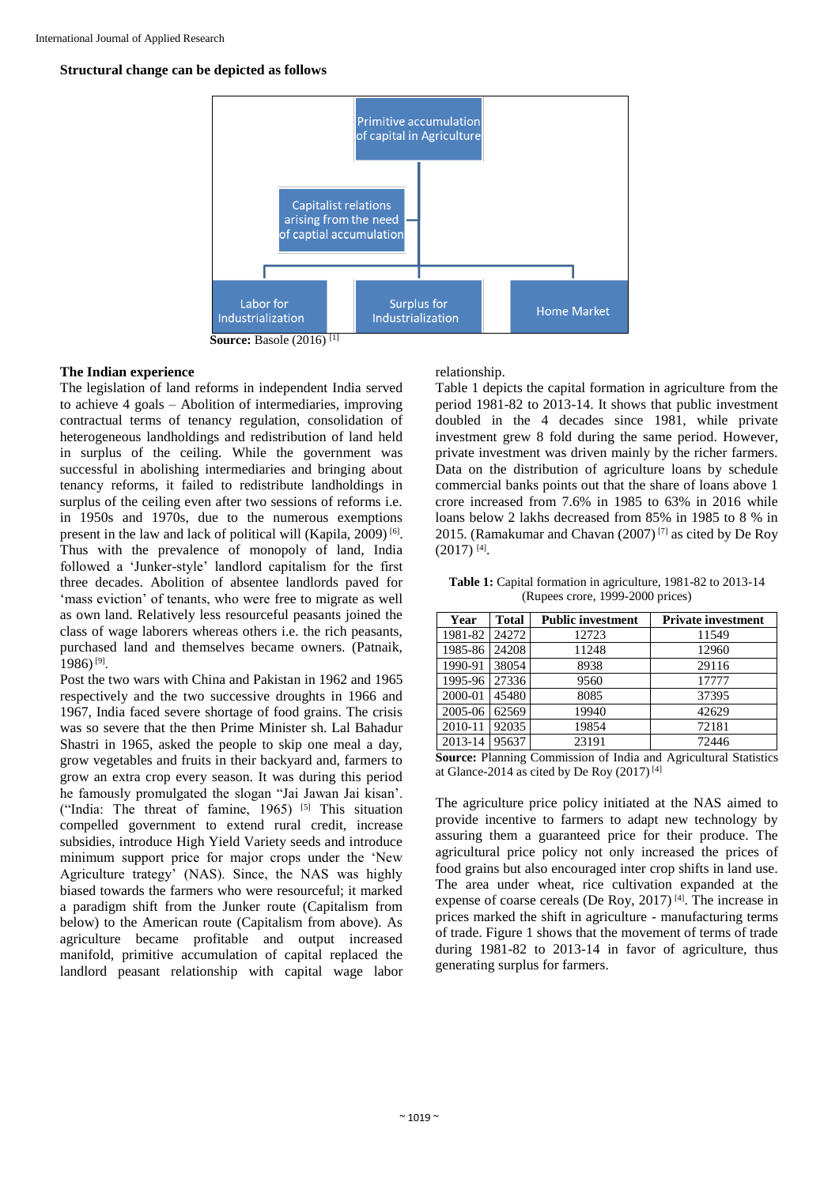**Structural change can be depicted as follows**

Primitive accumulation of capital in Agriculture

Capitalist relations arising from the need of captial accumulation

Labor for Industrialization

Surplus for Industrialization

Home Market

**Source:** Basole (2016) [1]

**The Indian experience**

The legislation of land reforms in independent India served to achieve 4 goals – Abolition of intermediaries, improving contractual terms of tenancy regulation, consolidation of heterogeneous landholdings and redistribution of land held in surplus of the ceiling. While the government was successful in abolishing intermediaries and bringing about tenancy reforms, it failed to redistribute landholdings in surplus of the ceiling even after two sessions of reforms i.e. in 1950s and 1970s, due to the numerous exemptions present in the law and lack of political will (Kapila, 2009) [6]. Thus with the prevalence of monopoly of land, India followed a 'Junker-style' landlord capitalism for the first three decades. Abolition of absentee landlords paved for 'mass eviction' of tenants, who were free to migrate as well as own land. Relatively less resourceful peasants joined the class of wage laborers whereas others i.e. the rich peasants, purchased land and themselves became owners. (Patnaik, 1986) [9].

Post the two wars with China and Pakistan in 1962 and 1965 respectively and the two successive droughts in 1966 and 1967, India faced severe shortage of food grains. The crisis was so severe that the then Prime Minister sh. Lal Bahadur Shastri in 1965, asked the people to skip one meal a day, grow vegetables and fruits in their backyard and, farmers to grow an extra crop every season. It was during this period he famously promulgated the slogan "Jai Jawan Jai kisan". ("India: The threat of famine, 1965) [5] This situation compelled government to extend rural credit, increase subsidies, introduce High Yield Variety seeds and introduce minimum support price for major crops under the 'New Agriculture trategy' (NAS). Since, the NAS was highly biased towards the farmers who were resourceful; it marked a paradigm shift from the Junker route (Capitalism from below) to the American route (Capitalism from above). As agriculture became profitable and output increased manifold, primitive accumulation of capital replaced the landlord peasant relationship with capital wage labor relationship.

Table 1 depicts the capital formation in agriculture from the period 1981-82 to 2013-14. It shows that public investment doubled in the 4 decades since 1981, while private investment grew 8 fold during the same period. However, private investment was driven mainly by the richer farmers. Data on the distribution of agriculture loans by schedule commercial banks points out that the share of loans above 1 crore increased from 7.6% in 1985 to 63% in 2016 while loans below 2 lakhs decreased from 85% in 1985 to 8 % in 2015. (Ramakumar and Chavan (2007) [7] as cited by De Roy (2017) [4].

**Table 1:** Capital formation in agriculture, 1981-82 to 2013-14 (Rupees crore, 1999-2000 prices)

| Year | Total | Public investment | Private investment |
|---|---|---|---|
| 1981-82 | 24272 | 12723 | 11549 |
| 1985-86 | 24208 | 11248 | 12960 |
| 1990-91 | 38054 | 8938 | 29116 |
| 1995-96 | 27336 | 9560 | 17777 |
| 2000-01 | 45480 | 8085 | 37395 |
| 2005-06 | 62569 | 19940 | 42629 |
| 2010-11 | 92035 | 19854 | 72181 |
| 2013-14 | 95637 | 23191 | 72446 |

**Source:** Planning Commission of India and Agricultural Statistics at Glance-2014 as cited by De Roy (2017) [4]

The agriculture price policy initiated at the NAS aimed to provide incentive to farmers to adapt new technology by assuring them a guaranteed price for their produce. The agricultural price policy not only increased the prices of food grains but also encouraged inter crop shifts in land use. The area under wheat, rice cultivation expanded at the expense of coarse cereals (De Roy, 2017) [4]. The increase in prices marked the shift in agriculture - manufacturing terms of trade. Figure 1 shows that the movement of terms of trade during 1981-82 to 2013-14 in favor of agriculture, thus generating surplus for farmers.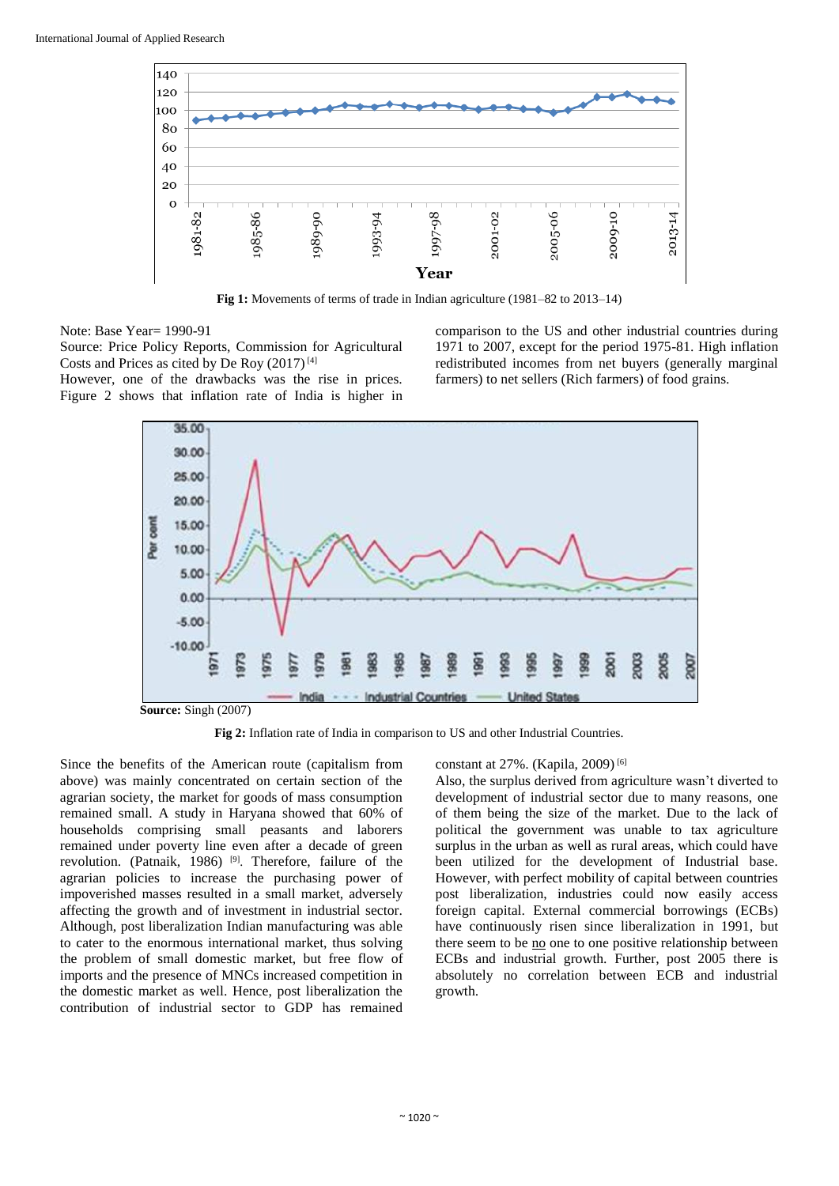Fig 1: Movements of terms of trade in Indian agriculture (1981–82 to 2013–14)

Note: Base Year= 1990-91

Source: Price Policy Reports, Commission for Agricultural Costs and Prices as cited by De Roy (2017) [4]

However, one of the drawbacks was the rise in prices. Figure 2 shows that inflation rate of India is higher in comparison to the US and other industrial countries during 1971 to 2007, except for the period 1975-81. High inflation redistributed incomes from net buyers (generally marginal farmers) to net sellers (Rich farmers) of food grains.

**Source:** Singh (2007)

**Fig 2:** Inflation rate of India in comparison to US and other Industrial Countries.

Since the benefits of the American route (capitalism from above) was mainly concentrated on certain section of the agrarian society, the market for goods of mass consumption remained small. A study in Haryana showed that 60% of households comprising small peasants and laborers remained under poverty line even after a decade of green revolution. (Patnaik, 1986) [9]. Therefore, failure of the agrarian policies to increase the purchasing power of impoverished masses resulted in a small market, adversely affecting the growth and of investment in industrial sector. Although, post liberalization Indian manufacturing was able to cater to the enormous international market, thus solving the problem of small domestic market, but free flow of imports and the presence of MNCs increased competition in the domestic market as well. Hence, post liberalization the contribution of industrial sector to GDP has remained constant at 27%. (Kapila, 2009) [6]

Also, the surplus derived from agriculture wasn't diverted to development of industrial sector due to many reasons, one of them being the size of the market. Due to the lack of political the government was unable to tax agriculture surplus in the urban as well as rural areas, which could have been utilized for the development of Industrial base. However, with perfect mobility of capital between countries post liberalization, industries could now easily access foreign capital. External commercial borrowings (ECBs) have continuously risen since liberalization in 1991, but there seem to be no one to one positive relationship between ECBs and industrial growth. Further, post 2005 there is absolutely no correlation between ECB and industrial growth.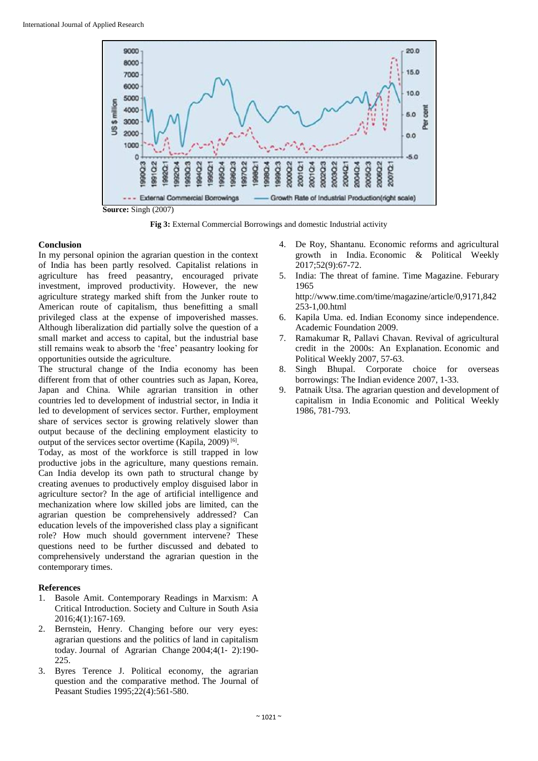9000
8000
7000
6000
5000
4000
3000
2000
1000
0

US $ million

20.0
15.0
10.0
5.0
0.0
-5.0

Per cent

1990Q:3
1991Q:2
1992Q:1
1992Q:4
1993Q:3
1994Q:2
1995Q:1
1995Q:4
1996Q:3
1997Q:2
1998Q:1
1998Q:4
1999Q:3
2000Q:2
2001Q:1
2001Q:4
2002Q:3
2003Q:2
2004Q:1
2004Q:4
2005Q:3
2006Q:2
2007Q:1

External Commercial Borrowings
Growth Rate of Industrial Production(right scale)

**Source:** Singh (2007)

**Fig 3:** External Commercial Borrowings and domestic Industrial activity

## Conclusion

In my personal opinion the agrarian question in the context of India has been partly resolved. Capitalist relations in agriculture has freed peasantry, encouraged private investment, improved productivity. However, the new agriculture strategy marked shift from the Junker route to American route of capitalism, thus benefitting a small privileged class at the expense of impoverished masses. Although liberalization did partially solve the question of a small market and access to capital, but the industrial base still remains weak to absorb the 'free' peasantry looking for opportunities outside the agriculture.

The structural change of the India economy has been different from that of other countries such as Japan, Korea, Japan and China. While agrarian transition in other countries led to development of industrial sector, in India it led to development of services sector. Further, employment share of services sector is growing relatively slower than output because of the declining employment elasticity to output of the services sector overtime (Kapila, 2009) [6].

Today, as most of the workforce is still trapped in low productive jobs in the agriculture, many questions remain. Can India develop its own path to structural change by creating avenues to productively employ disguised labor in agriculture sector? In the age of artificial intelligence and mechanization where low skilled jobs are limited, can the agrarian question be comprehensively addressed? Can education levels of the impoverished class play a significant role? How much should government intervene? These questions need to be further discussed and debated to comprehensively understand the agrarian question in the contemporary times.

## References

1. Basole Amit. Contemporary Readings in Marxism: A Critical Introduction. Society and Culture in South Asia 2016;4(1):167-169.
2. Bernstein, Henry. Changing before our very eyes: agrarian questions and the politics of land in capitalism today. Journal of Agrarian Change 2004;4(1- 2):190-225.
3. Byres Terence J. Political economy, the agrarian question and the comparative method. The Journal of Peasant Studies 1995;22(4):561-580.
4. De Roy, Shantanu. Economic reforms and agricultural growth in India. Economic & Political Weekly 2017;52(9):67-72.
5. India: The threat of famine. Time Magazine. Feburary 1965 http://www.time.com/time/magazine/article/0,9171,842253-1,00.html
6. Kapila Uma. ed. Indian Economy since independence. Academic Foundation 2009.
7. Ramakumar R, Pallavi Chavan. Revival of agricultural credit in the 2000s: An Explanation. Economic and Political Weekly 2007, 57-63.
8. Singh Bhupal. Corporate choice for overseas borrowings: The Indian evidence 2007, 1-33.
9. Patnaik Utsa. The agrarian question and development of capitalism in India Economic and Political Weekly 1986, 781-793.